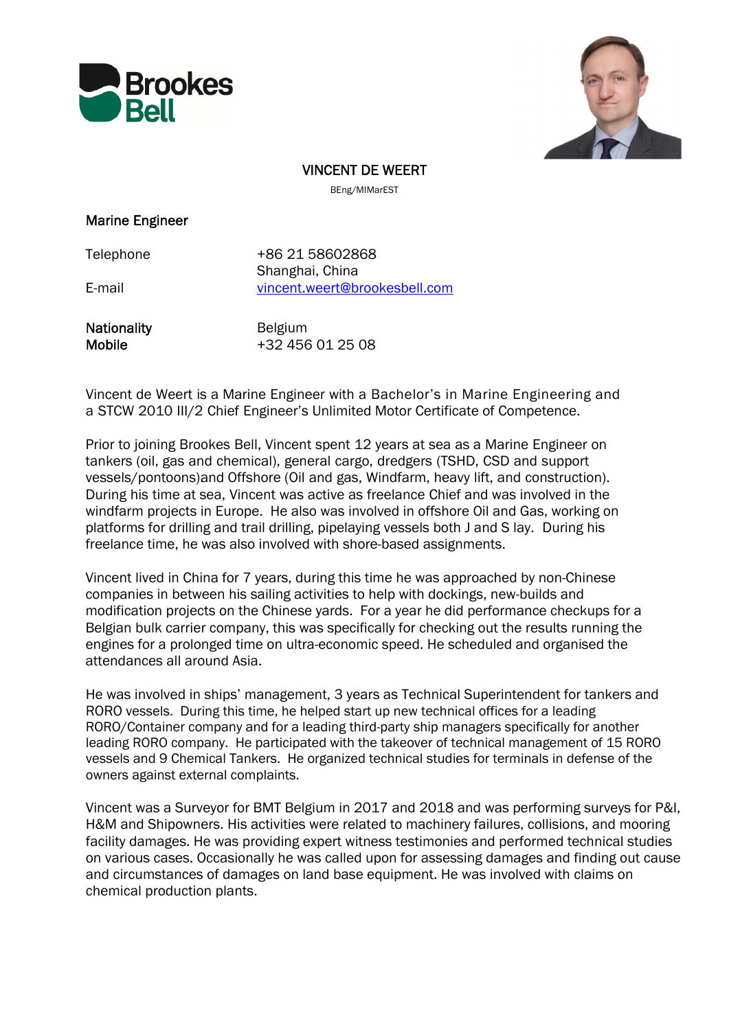# VINCENT DE WEERT

BEng/MIMarEST

**Marine Engineer**

| | |
|---|---|
| Telephone | +86 21 58602868<br>Shanghai, China |
| E-mail | vincent.weert@brookesbell.com |
| **Nationality** | Belgium |
| **Mobile** | +32 456 01 25 08 |

Vincent de Weert is a Marine Engineer with a Bachelor's in Marine Engineering and a STCW 2010 III/2 Chief Engineer's Unlimited Motor Certificate of Competence.

Prior to joining Brookes Bell, Vincent spent 12 years at sea as a Marine Engineer on tankers (oil, gas and chemical), general cargo, dredgers (TSHD, CSD and support vessels/pontoons)and Offshore (Oil and gas, Windfarm, heavy lift, and construction). During his time at sea, Vincent was active as freelance Chief and was involved in the windfarm projects in Europe. He also was involved in offshore Oil and Gas, working on platforms for drilling and trail drilling, pipelaying vessels both J and S lay. During his freelance time, he was also involved with shore-based assignments.

Vincent lived in China for 7 years, during this time he was approached by non-Chinese companies in between his sailing activities to help with dockings, new-builds and modification projects on the Chinese yards. For a year he did performance checkups for a Belgian bulk carrier company, this was specifically for checking out the results running the engines for a prolonged time on ultra-economic speed. He scheduled and organised the attendances all around Asia.

He was involved in ships' management, 3 years as Technical Superintendent for tankers and RORO vessels. During this time, he helped start up new technical offices for a leading RORO/Container company and for a leading third-party ship managers specifically for another leading RORO company. He participated with the takeover of technical management of 15 RORO vessels and 9 Chemical Tankers. He organized technical studies for terminals in defense of the owners against external complaints.

Vincent was a Surveyor for BMT Belgium in 2017 and 2018 and was performing surveys for P&I, H&M and Shipowners. His activities were related to machinery failures, collisions, and mooring facility damages. He was providing expert witness testimonies and performed technical studies on various cases. Occasionally he was called upon for assessing damages and finding out cause and circumstances of damages on land base equipment. He was involved with claims on chemical production plants.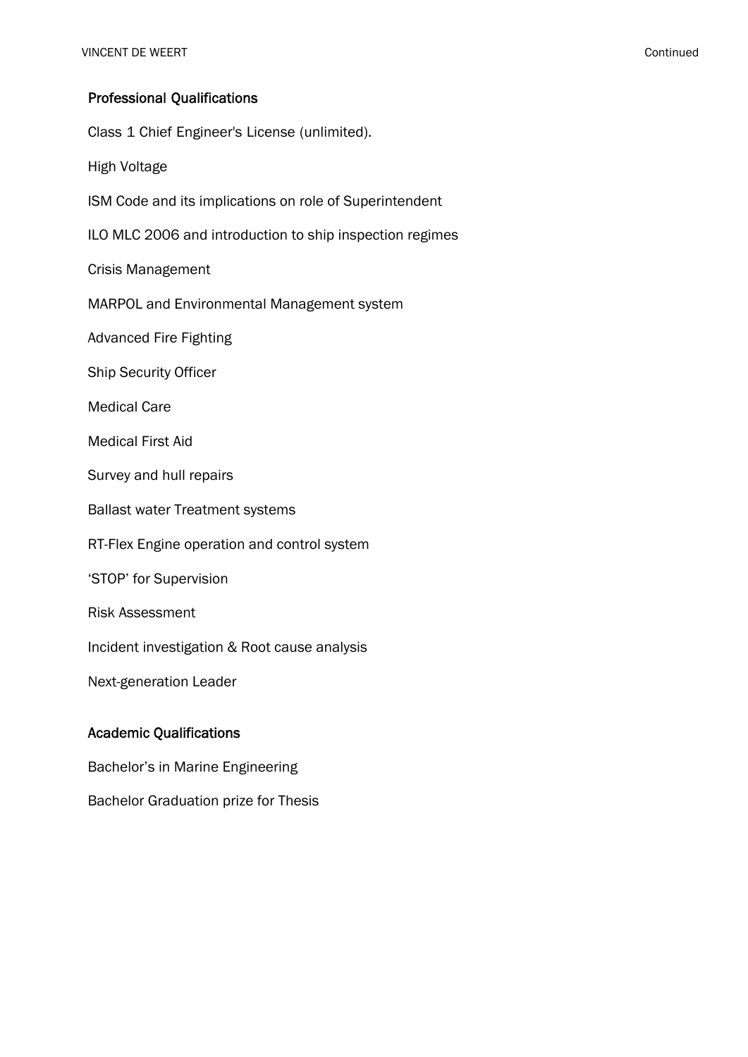## Professional Qualifications

Class 1 Chief Engineer's License (unlimited).

High Voltage

ISM Code and its implications on role of Superintendent

ILO MLC 2006 and introduction to ship inspection regimes

Crisis Management

MARPOL and Environmental Management system

Advanced Fire Fighting

Ship Security Officer

Medical Care

Medical First Aid

Survey and hull repairs

Ballast water Treatment systems

RT-Flex Engine operation and control system

'STOP' for Supervision

Risk Assessment

Incident investigation & Root cause analysis

Next-generation Leader

## Academic Qualifications

Bachelor's in Marine Engineering

Bachelor Graduation prize for Thesis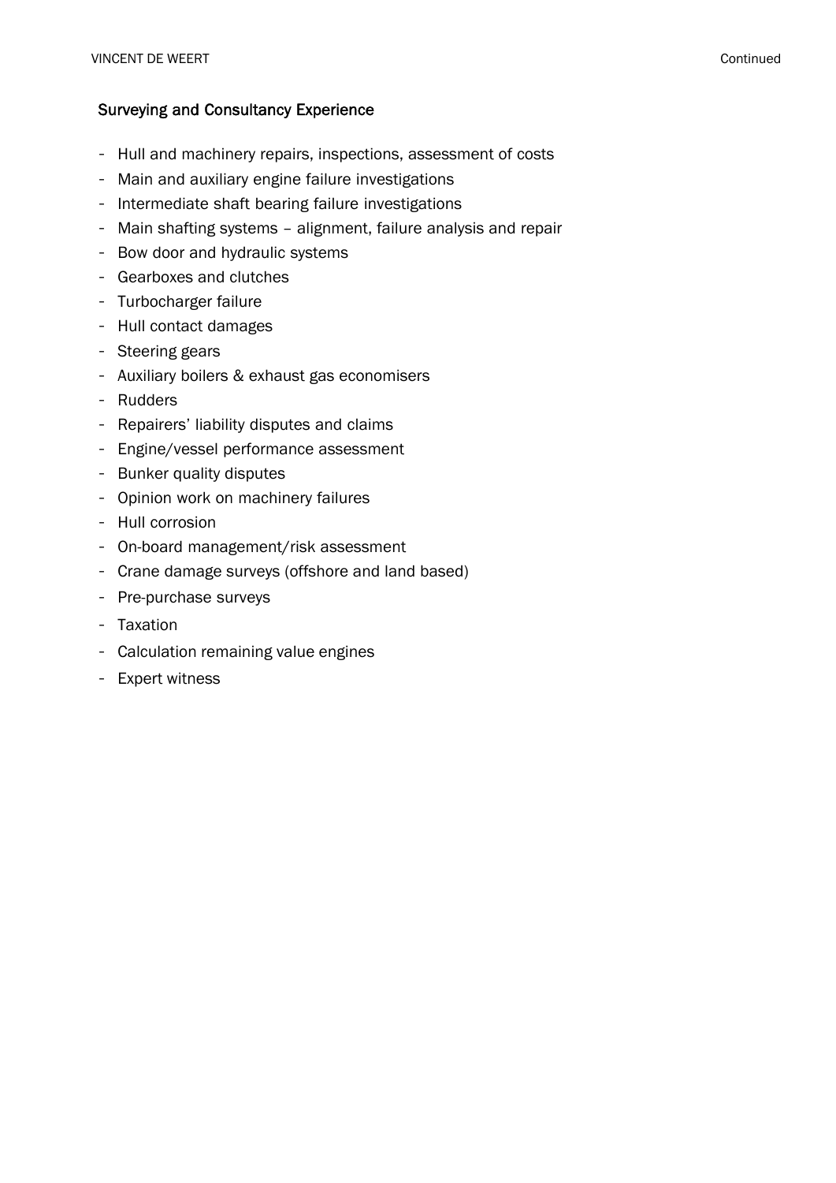## Surveying and Consultancy Experience

- Hull and machinery repairs, inspections, assessment of costs
- Main and auxiliary engine failure investigations
- Intermediate shaft bearing failure investigations
- Main shafting systems – alignment, failure analysis and repair
- Bow door and hydraulic systems
- Gearboxes and clutches
- Turbocharger failure
- Hull contact damages
- Steering gears
- Auxiliary boilers & exhaust gas economisers
- Rudders
- Repairers' liability disputes and claims
- Engine/vessel performance assessment
- Bunker quality disputes
- Opinion work on machinery failures
- Hull corrosion
- On-board management/risk assessment
- Crane damage surveys (offshore and land based)
- Pre-purchase surveys
- Taxation
- Calculation remaining value engines
- Expert witness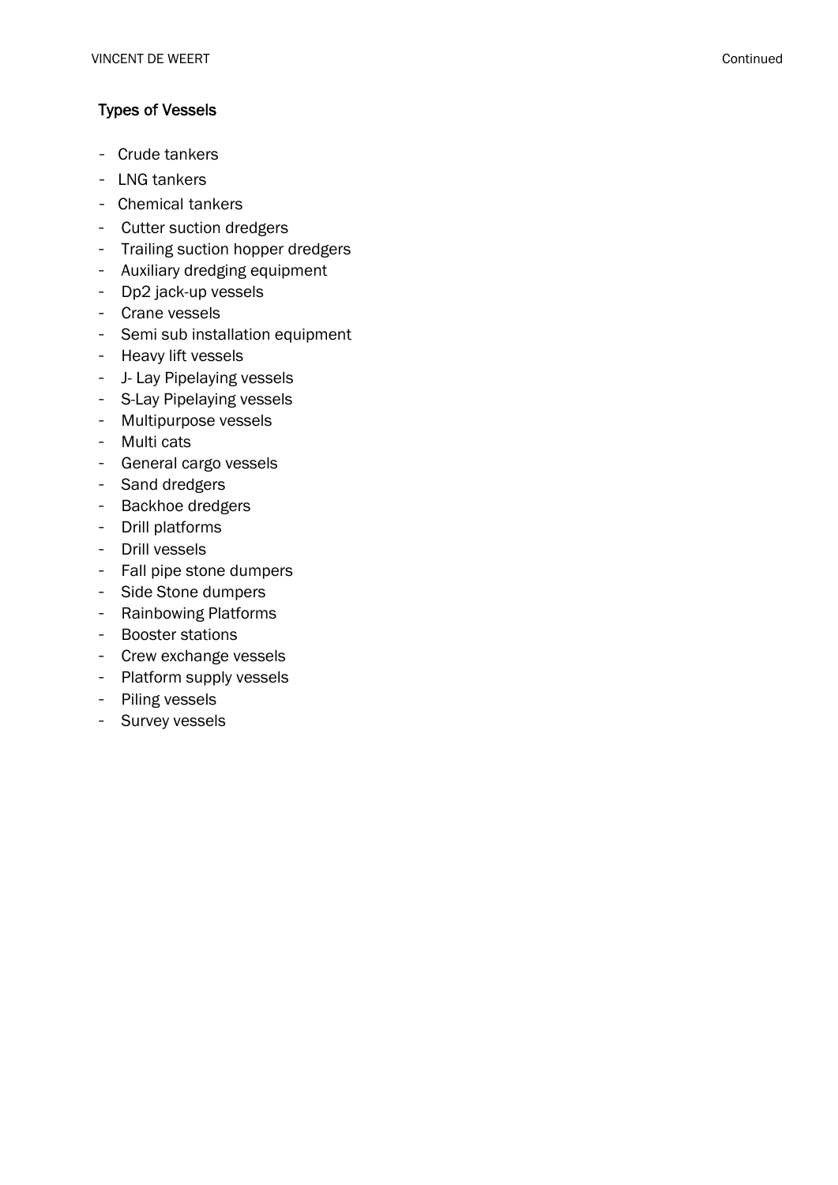### Types of Vessels

- Crude tankers
- LNG tankers
- Chemical tankers
- Cutter suction dredgers
- Trailing suction hopper dredgers
- Auxiliary dredging equipment
- Dp2 jack-up vessels
- Crane vessels
- Semi sub installation equipment
- Heavy lift vessels
- J- Lay Pipelaying vessels
- S-Lay Pipelaying vessels
- Multipurpose vessels
- Multi cats
- General cargo vessels
- Sand dredgers
- Backhoe dredgers
- Drill platforms
- Drill vessels
- Fall pipe stone dumpers
- Side Stone dumpers
- Rainbowing Platforms
- Booster stations
- Crew exchange vessels
- Platform supply vessels
- Piling vessels
- Survey vessels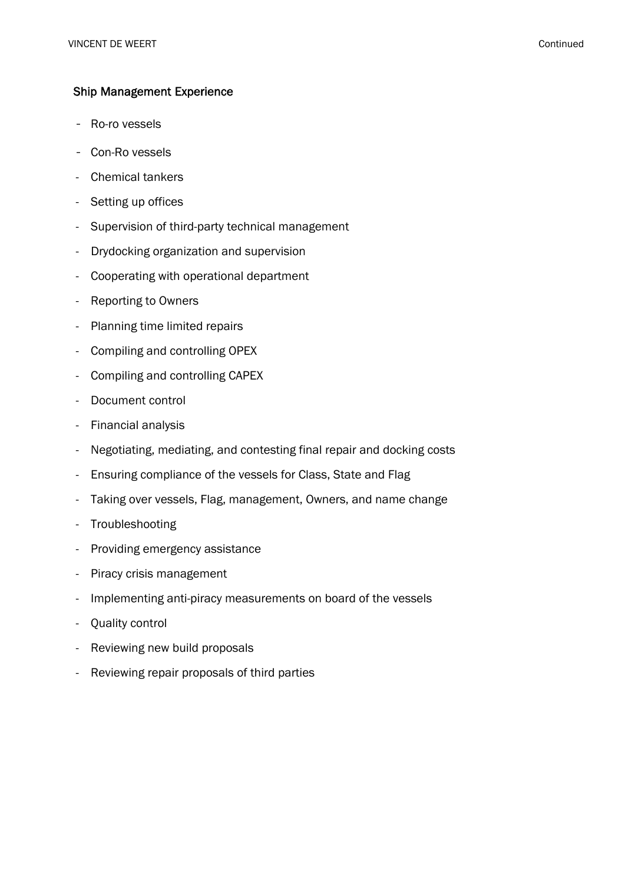## Ship Management Experience

- Ro-ro vessels
- Con-Ro vessels
- Chemical tankers
- Setting up offices
- Supervision of third-party technical management
- Drydocking organization and supervision
- Cooperating with operational department
- Reporting to Owners
- Planning time limited repairs
- Compiling and controlling OPEX
- Compiling and controlling CAPEX
- Document control
- Financial analysis
- Negotiating, mediating, and contesting final repair and docking costs
- Ensuring compliance of the vessels for Class, State and Flag
- Taking over vessels, Flag, management, Owners, and name change
- Troubleshooting
- Providing emergency assistance
- Piracy crisis management
- Implementing anti-piracy measurements on board of the vessels
- Quality control
- Reviewing new build proposals
- Reviewing repair proposals of third parties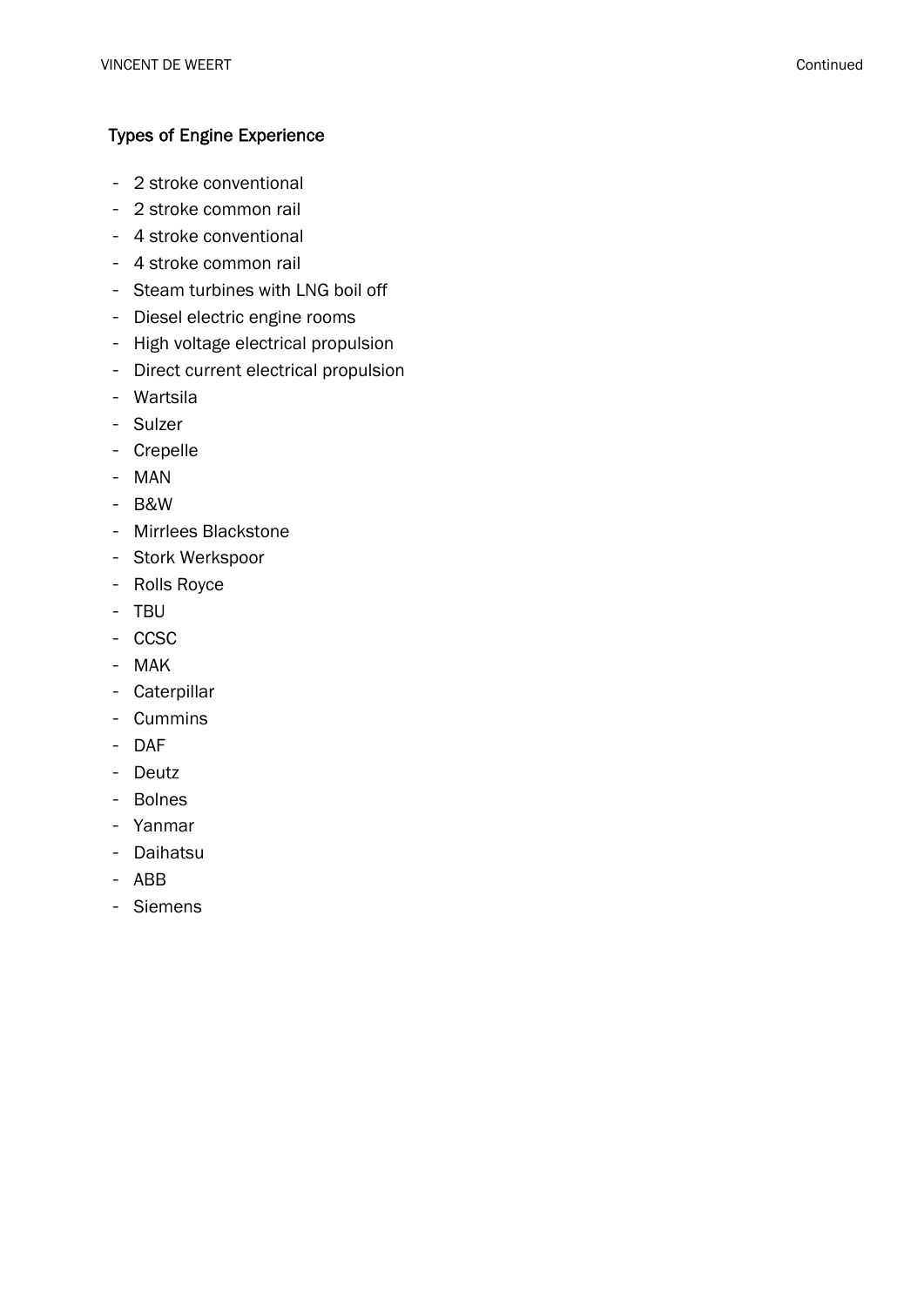## Types of Engine Experience

- 2 stroke conventional
- 2 stroke common rail
- 4 stroke conventional
- 4 stroke common rail
- Steam turbines with LNG boil off
- Diesel electric engine rooms
- High voltage electrical propulsion
- Direct current electrical propulsion
- Wartsila
- Sulzer
- Crepelle
- MAN
- B&W
- Mirrlees Blackstone
- Stork Werkspoor
- Rolls Royce
- TBU
- CCSC
- MAK
- Caterpillar
- Cummins
- DAF
- Deutz
- Bolnes
- Yanmar
- Daihatsu
- ABB
- Siemens